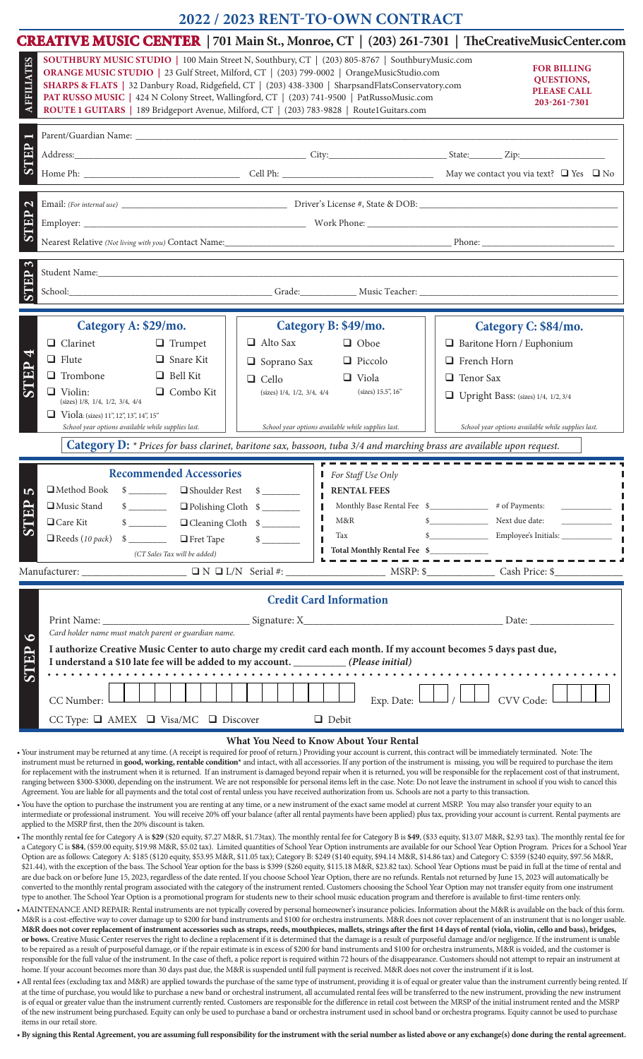# 2022 / 2023 RENT-TO-OWN CONTRACT

## CREATIVE MUSIC CENTER | 701 Main St., Monroe, CT | (203) 261-7301 | TheCreativeMusicCenter.com

**AFFILIATES**

**SOUTHBURY MUSIC STUDIO** | 100 Main Street N, Southbury, CT | (203) 805-8767 | SouthburyMusic.com
**ORANGE MUSIC STUDIO** | 23 Gulf Street, Milford, CT | (203) 799-0002 | OrangeMusicStudio.com
**SHARPS & FLATS** | 32 Danbury Road, Ridgefield, CT | (203) 438-3300 | SharpsandFlatsConservatory.com
**PAT RUSSO MUSIC** | 424 N Colony Street, Wallingford, CT | (203) 741-9500 | PatRussoMusic.com
**ROUTE 1 GUITARS** | 189 Bridgeport Avenue, Milford, CT | (203) 783-9828 | Route1Guitars.com

**FOR BILLING QUESTIONS, PLEASE CALL 203-261-7301**

### STEP 1

Parent/Guardian Name: ____________________

Address: ____________________ City: ____________ State: ______ Zip: ____________

Home Ph: ____________________ Cell Ph: ____________________ May we contact you via text? ☐ Yes ☐ No

### STEP 2

Email: *(For internal use)* ____________________ Driver's License #, State & DOB: ____________________

Employer: ____________________ Work Phone: ____________________

Nearest Relative *(Not living with you)* Contact Name: ____________________ Phone: ____________

### STEP 3

Student Name: ____________________

School: ____________________ Grade: ________ Music Teacher: ____________________

### STEP 4

**Category A: $29/mo.**

- ☐ Clarinet
- ☐ Trumpet
- ☐ Flute
- ☐ Snare Kit
- ☐ Trombone
- ☐ Bell Kit
- ☐ Violin: (sizes) 1/8, 1/4, 1/2, 3/4, 4/4
- ☐ Combo Kit
- ☐ Viola: (sizes) 11", 12", 13", 14", 15"

*School year options available while supplies last.*

**Category B: $49/mo.**

- ☐ Alto Sax
- ☐ Oboe
- ☐ Soprano Sax
- ☐ Piccolo
- ☐ Cello (sizes) 1/4, 1/2, 3/4, 4/4
- ☐ Viola (sizes) 15.5", 16"

*School year options available while supplies last.*

**Category C: $84/mo.**

- ☐ Baritone Horn / Euphonium
- ☐ French Horn
- ☐ Tenor Sax
- ☐ Upright Bass: (sizes) 1/4, 1/2, 3/4

*School year options available while supplies last.*

**Category D:** *\* Prices for bass clarinet, baritone sax, bassoon, tuba 3/4 and marching brass are available upon request.*

### STEP 5

**Recommended Accessories**

| | | | |
|---|---|---|---|
| ☐ Method Book | $ ______ | ☐ Shoulder Rest | $ ______ |
| ☐ Music Stand | $ ______ | ☐ Polishing Cloth | $ ______ |
| ☐ Care Kit | $ ______ | ☐ Cleaning Cloth | $ ______ |
| ☐ Reeds *(10 pack)* | $ ______ | ☐ Fret Tape | $ ______ |

*(CT Sales Tax will be added)*

*For Staff Use Only*

**RENTAL FEES**

Monthly Base Rental Fee $ ________ # of Payments: ________
M&R $ ________ Next due date: ________
Tax $ ________ Employee's Initials: ________
**Total Monthly Rental Fee** $ ________

Manufacturer: ____________ ☐ N ☐ L/N Serial #: ____________ MSRP: $ ________ Cash Price: $ ________

### STEP 6

**Credit Card Information**

Print Name: ____________________ Signature: X ____________________ Date: ____________

*Card holder name must match parent or guardian name.*

**I authorize Creative Music Center to auto charge my credit card each month. If my account becomes 5 days past due, I understand a $10 late fee will be added to my account.** ________ *(Please initial)*

CC Number: ____________________ Exp. Date: ___ / ___ CVV Code: ______

CC Type: ☐ AMEX ☐ Visa/MC ☐ Discover ☐ Debit

**What You Need to Know About Your Rental**

- Your instrument may be returned at any time. (A receipt is required for proof of return.) Providing your account is current, this contract will be immediately terminated. Note: The instrument must be returned in **good, working, rentable condition**\* and intact, with all accessories. If any portion of the instrument is missing, you will be required to purchase the item for replacement with the instrument when it is returned. If an instrument is damaged beyond repair when it is returned, you will be responsible for the replacement cost of that instrument, ranging between $300-$3000, depending on the instrument. We are not responsible for personal items left in the case. Note: Do not leave the instrument in school if you wish to cancel this Agreement. You are liable for all payments and the total cost of rental unless you have received authorization from us. Schools are not a party to this transaction.
- You have the option to purchase the instrument you are renting at any time, or a new instrument of the exact same model at current MSRP. You may also transfer your equity to an intermediate or professional instrument. You will receive 20% off your balance (after all rental payments have been applied) plus tax, providing your account is current. Rental payments are applied to the MSRP first, then the 20% discount is taken.
- The monthly rental fee for Category A is **$29** ($20 equity, $7.27 M&R, $1.73tax). The monthly rental fee for Category B is **$49**, ($33 equity, $13.07 M&R, $2.93 tax). The monthly rental fee for a Category C is **$84**, ($59.00 equity, $19.98 M&R, $5.02 tax). Limited quantities of School Year Option instruments are available for our School Year Option Program. Prices for a School Year Option are as follows: Category A: $185 ($120 equity, $53.95 M&R, $11.05 tax); Category B: $249 ($140 equity, $94.14 M&R, $14.86 tax) and Category C: $359 ($240 equity, $97.56 M&R, $21.44), with the exception of the bass. The School Year option for the bass is $399 ($260 equity, $115.18 M&R, $23.82 tax). School Year Options must be paid in full at the time of rental and are due back on or before June 15, 2023, regardless of the date rented. If you choose School Year Option, there are no refunds. Rentals not returned by June 15, 2023 will automatically be converted to the monthly rental program associated with the category of the instrument rented. Customers choosing the School Year Option may not transfer equity from one instrument type to another. The School Year Option is a promotional program for students new to their school music education program and therefore is available to first-time renters only.
- MAINTENANCE AND REPAIR: Rental instruments are not typically covered by personal homeowner's insurance policies. Information about the M&R is available on the back of this form. M&R is a cost-effective way to cover damage up to $200 for band instruments and $100 for orchestra instruments. M&R does not cover replacement of an instrument that is no longer usable. **M&R does not cover replacement of instrument accessories such as straps, reeds, mouthpieces, mallets, strings after the first 14 days of rental (viola, violin, cello and bass), bridges, or bows.** Creative Music Center reserves the right to decline a replacement if it is determined that the damage is a result of purposeful damage and/or negligence. If the instrument is unable to be repaired as a result of purposeful damage, or if the repair estimate is in excess of $200 for band instruments and $100 for orchestra instruments, M&R is voided, and the customer is responsible for the full value of the instrument. In the case of theft, a police report is required within 72 hours of the disappearance. Customers should not attempt to repair an instrument at home. If your account becomes more than 30 days past due, the M&R is suspended until full payment is received. M&R does not cover the instrument if it is lost.
- All rental fees (excluding tax and M&R) are applied towards the purchase of the same type of instrument, providing it is of equal or greater value than the instrument currently being rented. If at the time of purchase, you would like to purchase a new band or orchestral instrument, all accumulated rental fees will be transferred to the new instrument, providing the new instrument is of equal or greater value than the instrument currently rented. Customers are responsible for the difference in retail cost between the MRSP of the initial instrument rented and the MSRP of the new instrument being purchased. Equity can only be used to purchase a band or orchestra instrument used in school band or orchestra programs. Equity cannot be used to purchase items in our retail store.
- **By signing this Rental Agreement, you are assuming full responsibility for the instrument with the serial number as listed above or any exchange(s) done during the rental agreement.**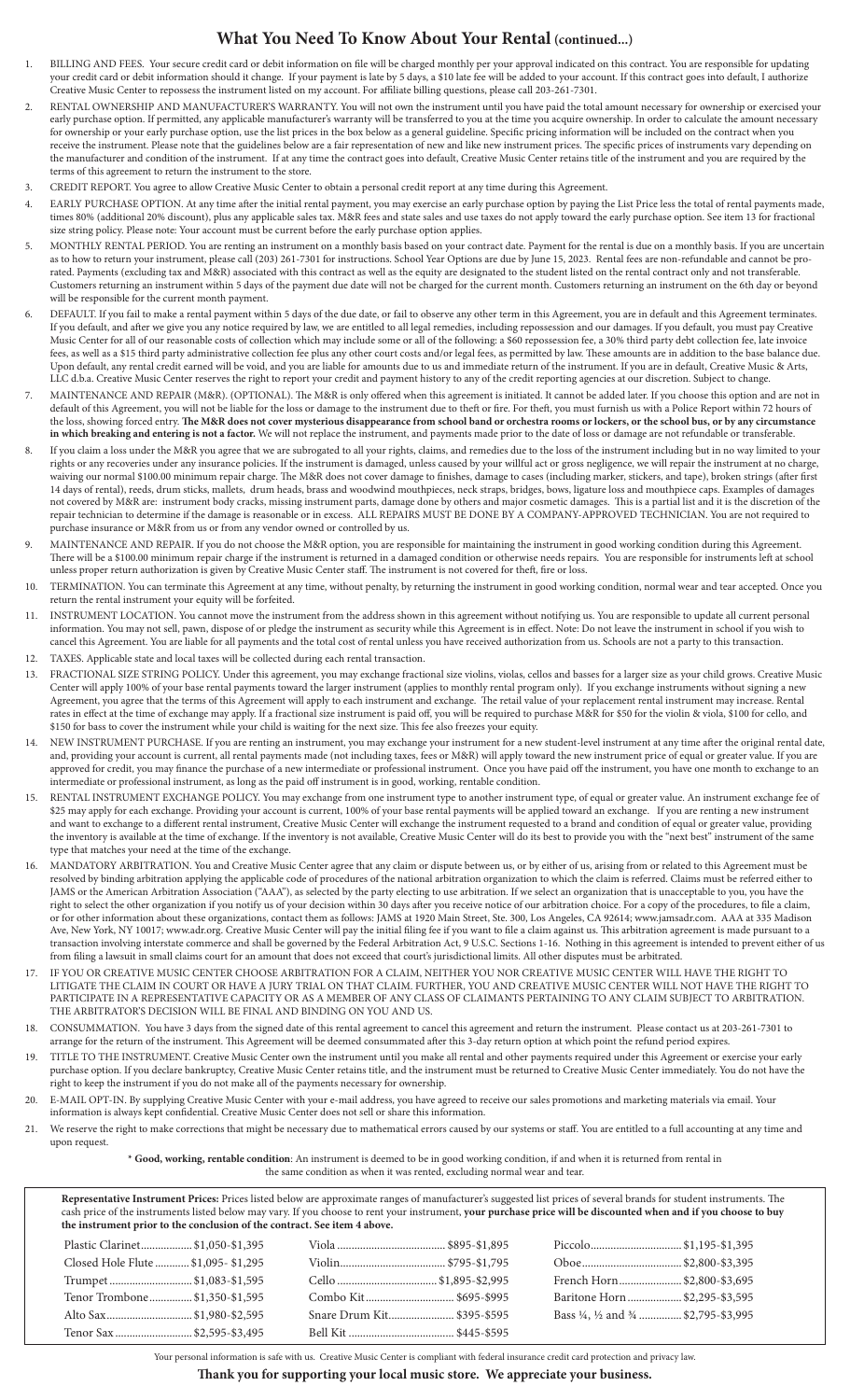# What You Need To Know About Your Rental (continued...)

1. BILLING AND FEES. Your secure credit card or debit information on file will be charged monthly per your approval indicated on this contract. You are responsible for updating your credit card or debit information should it change. If your payment is late by 5 days, a $10 late fee will be added to your account. If this contract goes into default, I authorize Creative Music Center to repossess the instrument listed on my account. For affiliate billing questions, please call 203-261-7301.
2. RENTAL OWNERSHIP AND MANUFACTURER'S WARRANTY. You will not own the instrument until you have paid the total amount necessary for ownership or exercised your early purchase option. If permitted, any applicable manufacturer's warranty will be transferred to you at the time you acquire ownership. In order to calculate the amount necessary for ownership or your early purchase option, use the list prices in the box below as a general guideline. Specific pricing information will be included on the contract when you receive the instrument. Please note that the guidelines below are a fair representation of new and like new instrument prices. The specific prices of instruments vary depending on the manufacturer and condition of the instrument. If at any time the contract goes into default, Creative Music Center retains title of the instrument and you are required by the terms of this agreement to return the instrument to the store.
3. CREDIT REPORT. You agree to allow Creative Music Center to obtain a personal credit report at any time during this Agreement.
4. EARLY PURCHASE OPTION. At any time after the initial rental payment, you may exercise an early purchase option by paying the List Price less the total of rental payments made, times 80% (additional 20% discount), plus any applicable sales tax. M&R fees and state sales and use taxes do not apply toward the early purchase option. See item 13 for fractional size string policy. Please note: Your account must be current before the early purchase option applies.
5. MONTHLY RENTAL PERIOD. You are renting an instrument on a monthly basis based on your contract date. Payment for the rental is due on a monthly basis. If you are uncertain as to how to return your instrument, please call (203) 261-7301 for instructions. School Year Options are due by June 15, 2023. Rental fees are non-refundable and cannot be pro-rated. Payments (excluding tax and M&R) associated with this contract as well as the equity are designated to the student listed on the rental contract only and not transferable. Customers returning an instrument within 5 days of the payment due date will not be charged for the current month. Customers returning an instrument on the 6th day or beyond will be responsible for the current month payment.
6. DEFAULT. If you fail to make a rental payment within 5 days of the due date, or fail to observe any other term in this Agreement, you are in default and this Agreement terminates. If you default, and after we give you any notice required by law, we are entitled to all legal remedies, including repossession and our damages. If you default, you must pay Creative Music Center for all of our reasonable costs of collection which may include some or all of the following: a $60 repossession fee, a 30% third party debt collection fee, late invoice fees, as well as a $15 third party administrative collection fee plus any other court costs and/or legal fees, as permitted by law. These amounts are in addition to the base balance due. Upon default, any rental credit earned will be void, and you are liable for amounts due to us and immediate return of the instrument. If you are in default, Creative Music & Arts, LLC d.b.a. Creative Music Center reserves the right to report your credit and payment history to any of the credit reporting agencies at our discretion. Subject to change.
7. MAINTENANCE AND REPAIR (M&R). (OPTIONAL). The M&R is only offered when this agreement is initiated. It cannot be added later. If you choose this option and are not in default of this Agreement, you will not be liable for the loss or damage to the instrument due to theft or fire. For theft, you must furnish us with a Police Report within 72 hours of the loss, showing forced entry. **The M&R does not cover mysterious disappearance from school band or orchestra rooms or lockers, or the school bus, or by any circumstance in which breaking and entering is not a factor.** We will not replace the instrument, and payments made prior to the date of loss or damage are not refundable or transferable.
8. If you claim a loss under the M&R you agree that we are subrogated to all your rights, claims, and remedies due to the loss of the instrument including but in no way limited to your rights or any recoveries under any insurance policies. If the instrument is damaged, unless caused by your willful act or gross negligence, we will repair the instrument at no charge, waiving our normal $100.00 minimum repair charge. The M&R does not cover damage to finishes, damage to cases (including marker, stickers, and tape), broken strings (after first 14 days of rental), reeds, drum sticks, mallets, drum heads, brass and woodwind mouthpieces, neck straps, bridges, bows, ligature loss and mouthpiece caps. Examples of damages not covered by M&R are: instrument body cracks, missing instrument parts, damage done by others and major cosmetic damages. This is a partial list and it is the discretion of the repair technician to determine if the damage is reasonable or in excess. ALL REPAIRS MUST BE DONE BY A COMPANY-APPROVED TECHNICIAN. You are not required to purchase insurance or M&R from us or from any vendor owned or controlled by us.
9. MAINTENANCE AND REPAIR. If you do not choose the M&R option, you are responsible for maintaining the instrument in good working condition during this Agreement. There will be a $100.00 minimum repair charge if the instrument is returned in a damaged condition or otherwise needs repairs. You are responsible for instruments left at school unless proper return authorization is given by Creative Music Center staff. The instrument is not covered for theft, fire or loss.
10. TERMINATION. You can terminate this Agreement at any time, without penalty, by returning the instrument in good working condition, normal wear and tear accepted. Once you return the rental instrument your equity will be forfeited.
11. INSTRUMENT LOCATION. You cannot move the instrument from the address shown in this agreement without notifying us. You are responsible to update all current personal information. You may not sell, pawn, dispose of or pledge the instrument as security while this Agreement is in effect. Note: Do not leave the instrument in school if you wish to cancel this Agreement. You are liable for all payments and the total cost of rental unless you have received authorization from us. Schools are not a party to this transaction.
12. TAXES. Applicable state and local taxes will be collected during each rental transaction.
13. FRACTIONAL SIZE STRING POLICY. Under this agreement, you may exchange fractional size violins, violas, cellos and basses for a larger size as your child grows. Creative Music Center will apply 100% of your base rental payments toward the larger instrument (applies to monthly rental program only). If you exchange instruments without signing a new Agreement, you agree that the terms of this Agreement will apply to each instrument and exchange. The retail value of your replacement rental instrument may increase. Rental rates in effect at the time of exchange may apply. If a fractional size instrument is paid off, you will be required to purchase M&R for $50 for the violin & viola, $100 for cello, and $150 for bass to cover the instrument while your child is waiting for the next size. This fee also freezes your equity.
14. NEW INSTRUMENT PURCHASE. If you are renting an instrument, you may exchange your instrument for a new student-level instrument at any time after the original rental date, and, providing your account is current, all rental payments made (not including taxes, fees or M&R) will apply toward the new instrument price of equal or greater value. If you are approved for credit, you may finance the purchase of a new intermediate or professional instrument. Once you have paid off the instrument, you have one month to exchange to an intermediate or professional instrument, as long as the paid off instrument is in good, working, rentable condition.
15. RENTAL INSTRUMENT EXCHANGE POLICY. You may exchange from one instrument type to another instrument type, of equal or greater value. An instrument exchange fee of $25 may apply for each exchange. Providing your account is current, 100% of your base rental payments will be applied toward an exchange. If you are renting a new instrument and want to exchange to a different rental instrument, Creative Music Center will exchange the instrument requested to a brand and condition of equal or greater value, providing the inventory is available at the time of exchange. If the inventory is not available, Creative Music Center will do its best to provide you with the "next best" instrument of the same type that matches your need at the time of the exchange.
16. MANDATORY ARBITRATION. You and Creative Music Center agree that any claim or dispute between us, or by either of us, arising from or related to this Agreement must be resolved by binding arbitration applying the applicable code of procedures of the national arbitration organization to which the claim is referred. Claims must be referred either to JAMS or the American Arbitration Association ("AAA"), as selected by the party electing to use arbitration. If we select an organization that is unacceptable to you, you have the right to select the other organization if you notify us of your decision within 30 days after you receive notice of our arbitration choice. For a copy of the procedures, to file a claim, or for other information about these organizations, contact them as follows: JAMS at 1920 Main Street, Ste. 300, Los Angeles, CA 92614; www.jamsadr.com. AAA at 335 Madison Ave, New York, NY 10017; www.adr.org. Creative Music Center will pay the initial filing fee if you want to file a claim against us. This arbitration agreement is made pursuant to a transaction involving interstate commerce and shall be governed by the Federal Arbitration Act, 9 U.S.C. Sections 1-16. Nothing in this agreement is intended to prevent either of us from filing a lawsuit in small claims court for an amount that does not exceed that court's jurisdictional limits. All other disputes must be arbitrated.
17. IF YOU OR CREATIVE MUSIC CENTER CHOOSE ARBITRATION FOR A CLAIM, NEITHER YOU NOR CREATIVE MUSIC CENTER WILL HAVE THE RIGHT TO LITIGATE THE CLAIM IN COURT OR HAVE A JURY TRIAL ON THAT CLAIM. FURTHER, YOU AND CREATIVE MUSIC CENTER WILL NOT HAVE THE RIGHT TO PARTICIPATE IN A REPRESENTATIVE CAPACITY OR AS A MEMBER OF ANY CLASS OF CLAIMANTS PERTAINING TO ANY CLAIM SUBJECT TO ARBITRATION. THE ARBITRATOR'S DECISION WILL BE FINAL AND BINDING ON YOU AND US.
18. CONSUMMATION. You have 3 days from the signed date of this rental agreement to cancel this agreement and return the instrument. Please contact us at 203-261-7301 to arrange for the return of the instrument. This Agreement will be deemed consummated after this 3-day return option at which point the refund period expires.
19. TITLE TO THE INSTRUMENT. Creative Music Center own the instrument until you make all rental and other payments required under this Agreement or exercise your early purchase option. If you declare bankruptcy, Creative Music Center retains title, and the instrument must be returned to Creative Music Center immediately. You do not have the right to keep the instrument if you do not make all of the payments necessary for ownership.
20. E-MAIL OPT-IN. By supplying Creative Music Center with your e-mail address, you have agreed to receive our sales promotions and marketing materials via email. Your information is always kept confidential. Creative Music Center does not sell or share this information.
21. We reserve the right to make corrections that might be necessary due to mathematical errors caused by our systems or staff. You are entitled to a full accounting at any time and upon request.

\* **Good, working, rentable condition**: An instrument is deemed to be in good working condition, if and when it is returned from rental in the same condition as when it was rented, excluding normal wear and tear.

**Representative Instrument Prices:** Prices listed below are approximate ranges of manufacturer's suggested list prices of several brands for student instruments. The cash price of the instruments listed below may vary. If you choose to rent your instrument, **your purchase price will be discounted when and if you choose to buy the instrument prior to the conclusion of the contract. See item 4 above.**

| | | | | | |
|---|---|---|---|---|---|
| Plastic Clarinet | $1,050-$1,395 | Viola | $895-$1,895 | Piccolo | $1,195-$1,395 |
| Closed Hole Flute | $1,095- $1,295 | Violin | $795-$1,795 | Oboe | $2,800-$3,395 |
| Trumpet | $1,083-$1,595 | Cello | $1,895-$2,995 | French Horn | $2,800-$3,695 |
| Tenor Trombone | $1,350-$1,595 | Combo Kit | $695-$995 | Baritone Horn | $2,295-$3,595 |
| Alto Sax | $1,980-$2,595 | Snare Drum Kit | $395-$595 | Bass ¼, ½ and ¾ | $2,795-$3,995 |
| Tenor Sax | $2,595-$3,495 | Bell Kit | $445-$595 | | |

Your personal information is safe with us. Creative Music Center is compliant with federal insurance credit card protection and privacy law.

**Thank you for supporting your local music store. We appreciate your business.**